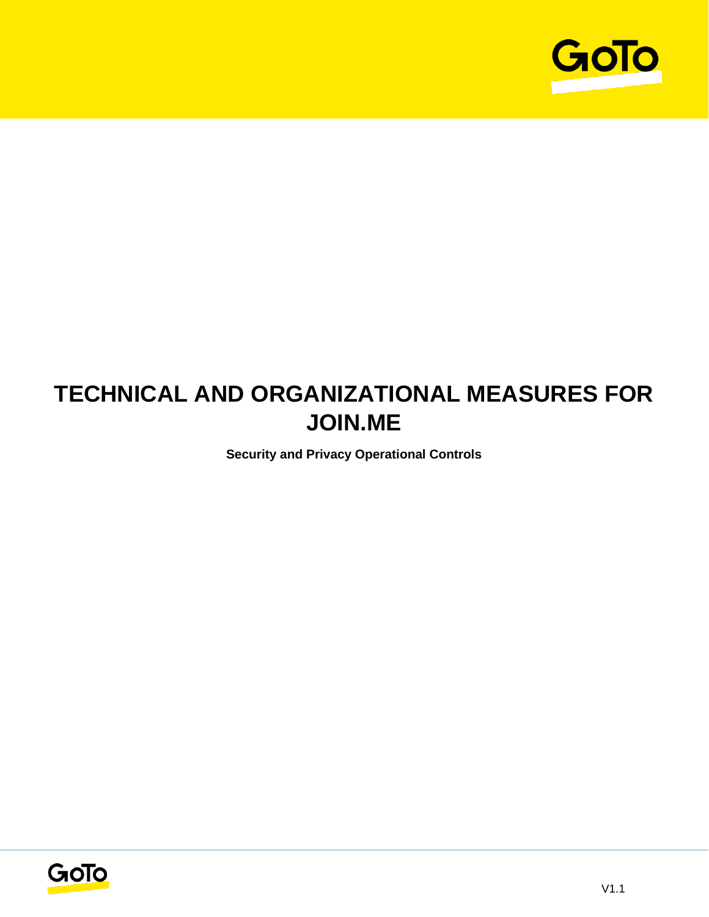# TECHNICAL AND ORGANIZATIONAL MEASURES FOR JOIN.ME

**Security and Privacy Operational Controls**

V1.1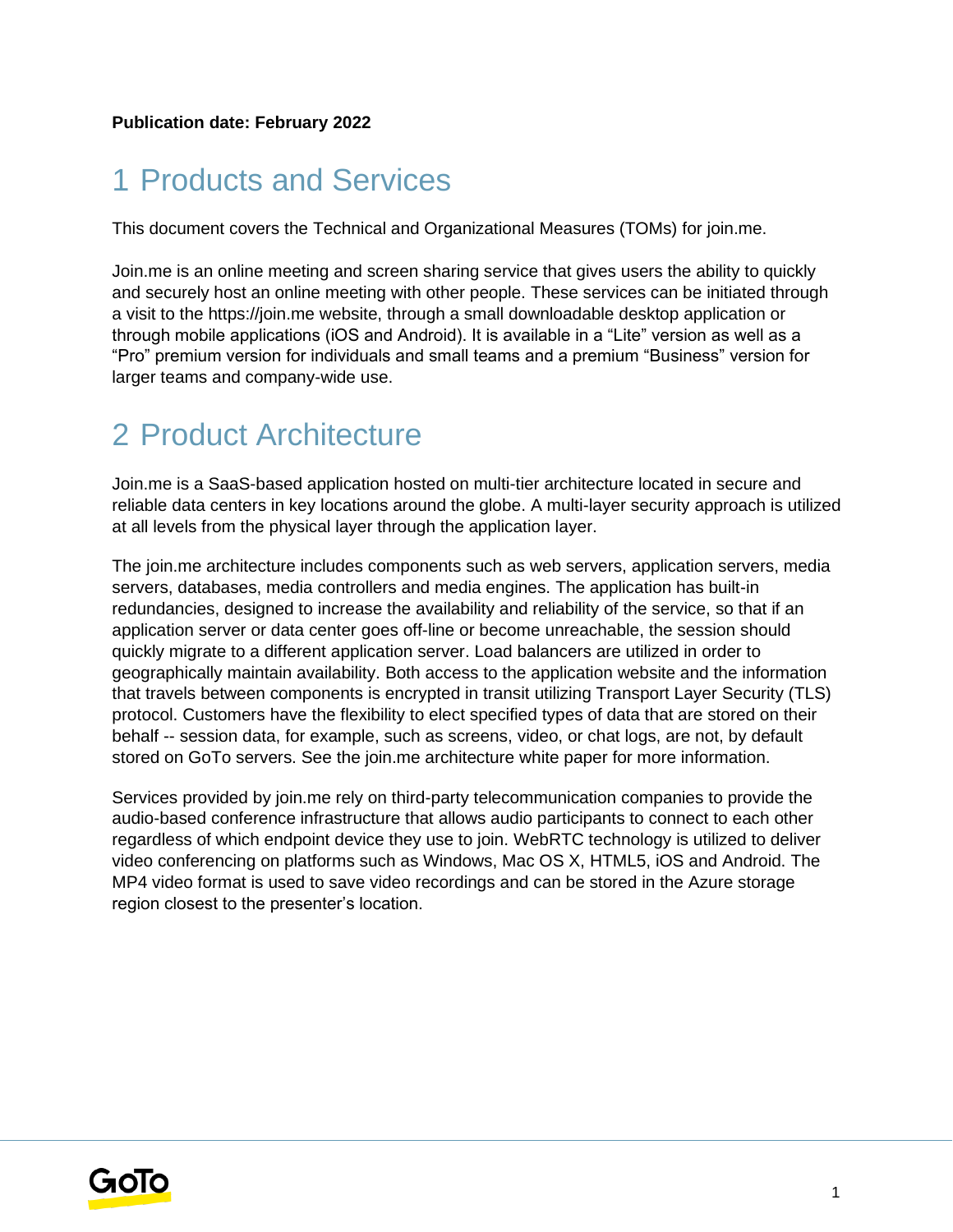**Publication date: February 2022**

# 1 Products and Services

This document covers the Technical and Organizational Measures (TOMs) for join.me.

Join.me is an online meeting and screen sharing service that gives users the ability to quickly and securely host an online meeting with other people. These services can be initiated through a visit to the https://join.me website, through a small downloadable desktop application or through mobile applications (iOS and Android). It is available in a "Lite" version as well as a "Pro" premium version for individuals and small teams and a premium "Business" version for larger teams and company-wide use.

# 2 Product Architecture

Join.me is a SaaS-based application hosted on multi-tier architecture located in secure and reliable data centers in key locations around the globe. A multi-layer security approach is utilized at all levels from the physical layer through the application layer.

The join.me architecture includes components such as web servers, application servers, media servers, databases, media controllers and media engines. The application has built-in redundancies, designed to increase the availability and reliability of the service, so that if an application server or data center goes off-line or become unreachable, the session should quickly migrate to a different application server. Load balancers are utilized in order to geographically maintain availability. Both access to the application website and the information that travels between components is encrypted in transit utilizing Transport Layer Security (TLS) protocol. Customers have the flexibility to elect specified types of data that are stored on their behalf -- session data, for example, such as screens, video, or chat logs, are not, by default stored on GoTo servers. See the join.me architecture white paper for more information.

Services provided by join.me rely on third-party telecommunication companies to provide the audio-based conference infrastructure that allows audio participants to connect to each other regardless of which endpoint device they use to join. WebRTC technology is utilized to deliver video conferencing on platforms such as Windows, Mac OS X, HTML5, iOS and Android. The MP4 video format is used to save video recordings and can be stored in the Azure storage region closest to the presenter's location.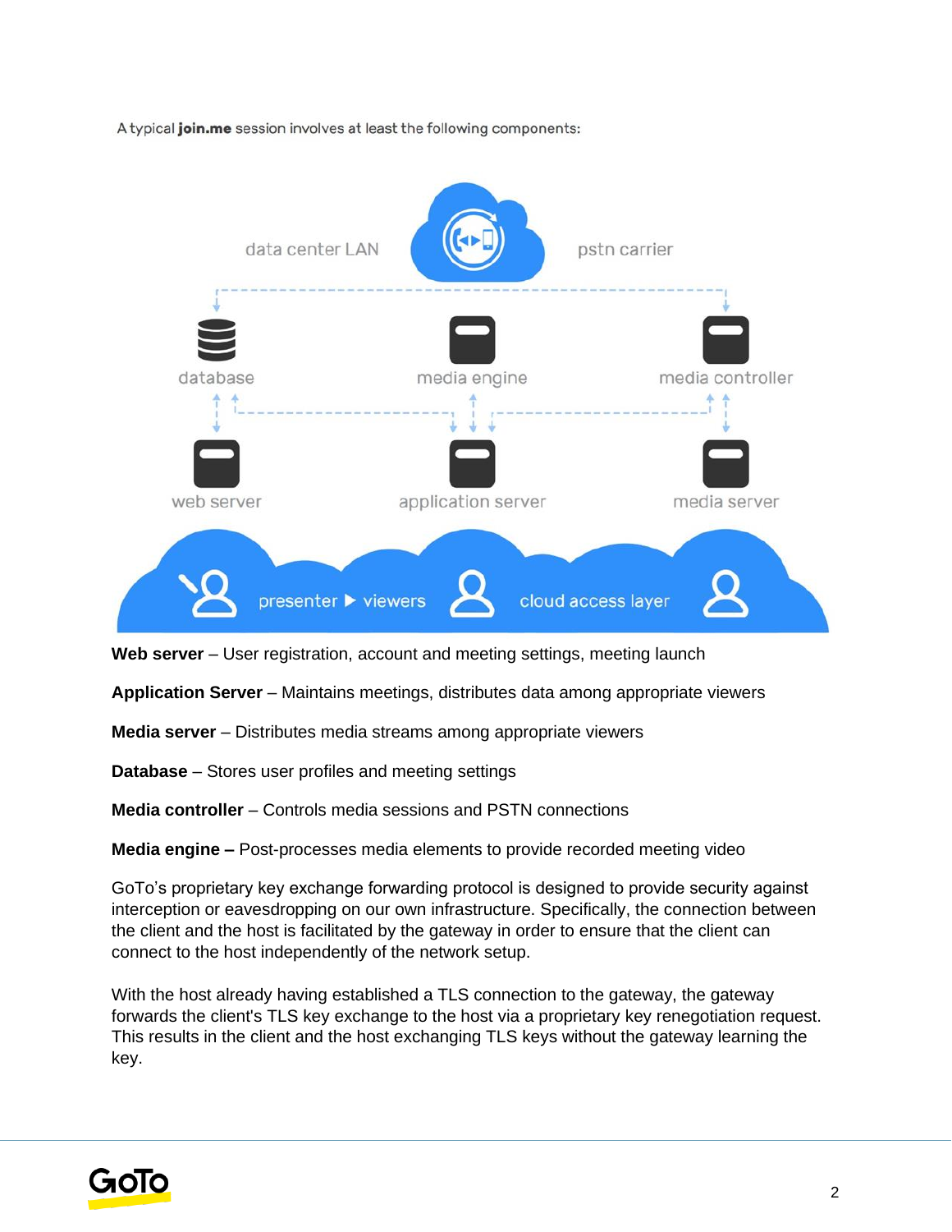A typical **join.me** session involves at least the following components:

**Web server** – User registration, account and meeting settings, meeting launch

**Application Server** – Maintains meetings, distributes data among appropriate viewers

**Media server** – Distributes media streams among appropriate viewers

**Database** – Stores user profiles and meeting settings

**Media controller** – Controls media sessions and PSTN connections

**Media engine –** Post-processes media elements to provide recorded meeting video

GoTo's proprietary key exchange forwarding protocol is designed to provide security against interception or eavesdropping on our own infrastructure. Specifically, the connection between the client and the host is facilitated by the gateway in order to ensure that the client can connect to the host independently of the network setup.

With the host already having established a TLS connection to the gateway, the gateway forwards the client's TLS key exchange to the host via a proprietary key renegotiation request. This results in the client and the host exchanging TLS keys without the gateway learning the key.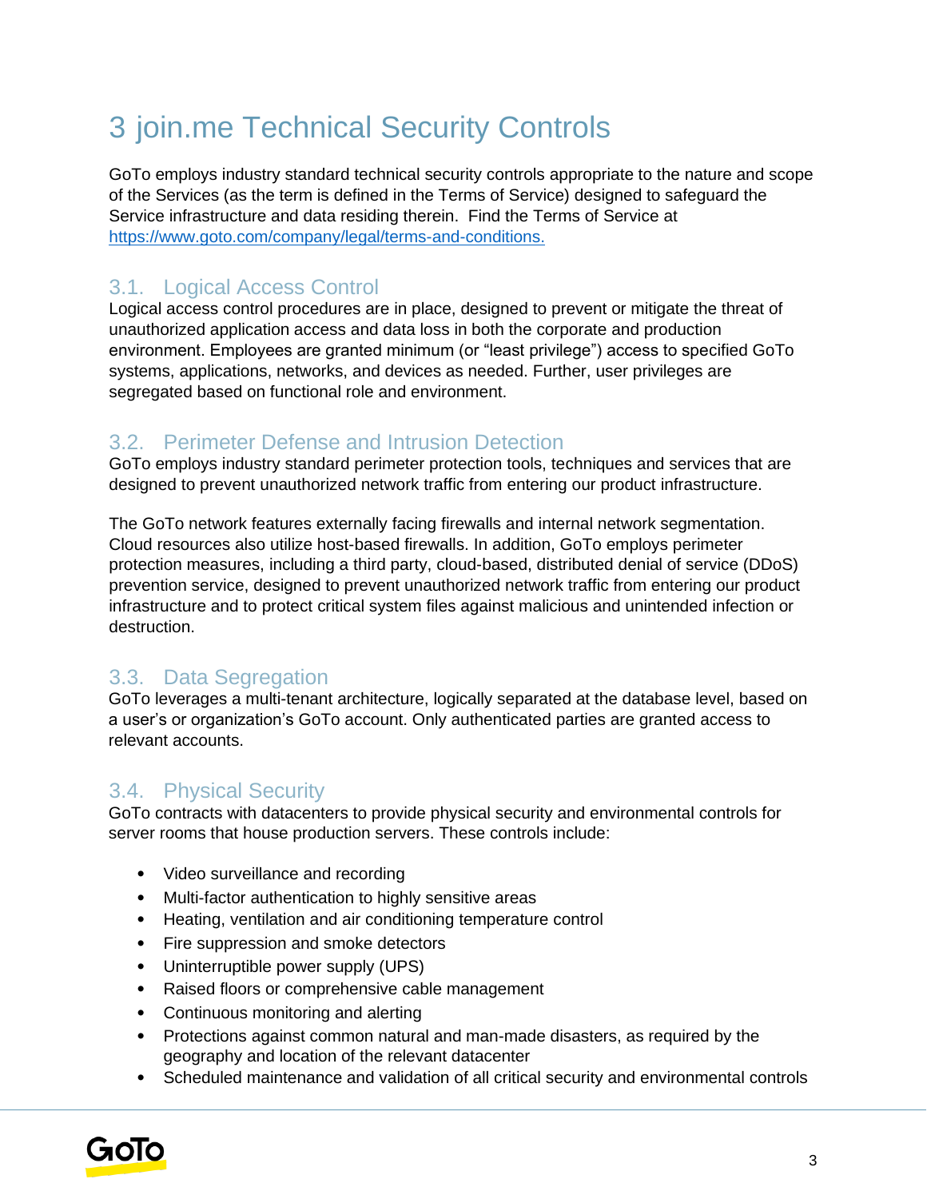# 3 join.me Technical Security Controls

GoTo employs industry standard technical security controls appropriate to the nature and scope of the Services (as the term is defined in the Terms of Service) designed to safeguard the Service infrastructure and data residing therein. Find the Terms of Service at [https://www.goto.com/company/legal/terms-and-conditions.](https://www.goto.com/company/legal/terms-and-conditions)

## 3.1. Logical Access Control

Logical access control procedures are in place, designed to prevent or mitigate the threat of unauthorized application access and data loss in both the corporate and production environment. Employees are granted minimum (or "least privilege") access to specified GoTo systems, applications, networks, and devices as needed. Further, user privileges are segregated based on functional role and environment.

## 3.2. Perimeter Defense and Intrusion Detection

GoTo employs industry standard perimeter protection tools, techniques and services that are designed to prevent unauthorized network traffic from entering our product infrastructure.

The GoTo network features externally facing firewalls and internal network segmentation. Cloud resources also utilize host-based firewalls. In addition, GoTo employs perimeter protection measures, including a third party, cloud-based, distributed denial of service (DDoS) prevention service, designed to prevent unauthorized network traffic from entering our product infrastructure and to protect critical system files against malicious and unintended infection or destruction.

## 3.3. Data Segregation

GoTo leverages a multi-tenant architecture, logically separated at the database level, based on a user's or organization's GoTo account. Only authenticated parties are granted access to relevant accounts.

## 3.4. Physical Security

GoTo contracts with datacenters to provide physical security and environmental controls for server rooms that house production servers. These controls include:

- Video surveillance and recording
- Multi-factor authentication to highly sensitive areas
- Heating, ventilation and air conditioning temperature control
- Fire suppression and smoke detectors
- Uninterruptible power supply (UPS)
- Raised floors or comprehensive cable management
- Continuous monitoring and alerting
- Protections against common natural and man-made disasters, as required by the geography and location of the relevant datacenter
- Scheduled maintenance and validation of all critical security and environmental controls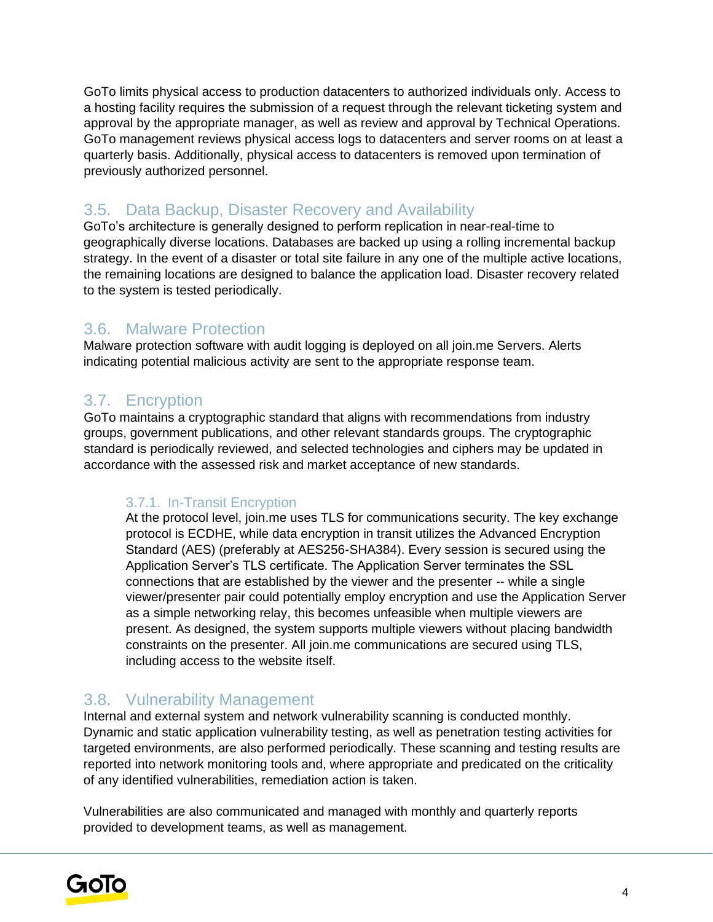GoTo limits physical access to production datacenters to authorized individuals only. Access to a hosting facility requires the submission of a request through the relevant ticketing system and approval by the appropriate manager, as well as review and approval by Technical Operations. GoTo management reviews physical access logs to datacenters and server rooms on at least a quarterly basis. Additionally, physical access to datacenters is removed upon termination of previously authorized personnel.

## 3.5. Data Backup, Disaster Recovery and Availability

GoTo's architecture is generally designed to perform replication in near-real-time to geographically diverse locations. Databases are backed up using a rolling incremental backup strategy. In the event of a disaster or total site failure in any one of the multiple active locations, the remaining locations are designed to balance the application load. Disaster recovery related to the system is tested periodically.

## 3.6. Malware Protection

Malware protection software with audit logging is deployed on all join.me Servers. Alerts indicating potential malicious activity are sent to the appropriate response team.

## 3.7. Encryption

GoTo maintains a cryptographic standard that aligns with recommendations from industry groups, government publications, and other relevant standards groups. The cryptographic standard is periodically reviewed, and selected technologies and ciphers may be updated in accordance with the assessed risk and market acceptance of new standards.

### 3.7.1. In-Transit Encryption

At the protocol level, join.me uses TLS for communications security. The key exchange protocol is ECDHE, while data encryption in transit utilizes the Advanced Encryption Standard (AES) (preferably at AES256-SHA384). Every session is secured using the Application Server's TLS certificate. The Application Server terminates the SSL connections that are established by the viewer and the presenter -- while a single viewer/presenter pair could potentially employ encryption and use the Application Server as a simple networking relay, this becomes unfeasible when multiple viewers are present. As designed, the system supports multiple viewers without placing bandwidth constraints on the presenter. All join.me communications are secured using TLS, including access to the website itself.

## 3.8. Vulnerability Management

Internal and external system and network vulnerability scanning is conducted monthly. Dynamic and static application vulnerability testing, as well as penetration testing activities for targeted environments, are also performed periodically. These scanning and testing results are reported into network monitoring tools and, where appropriate and predicated on the criticality of any identified vulnerabilities, remediation action is taken.

Vulnerabilities are also communicated and managed with monthly and quarterly reports provided to development teams, as well as management.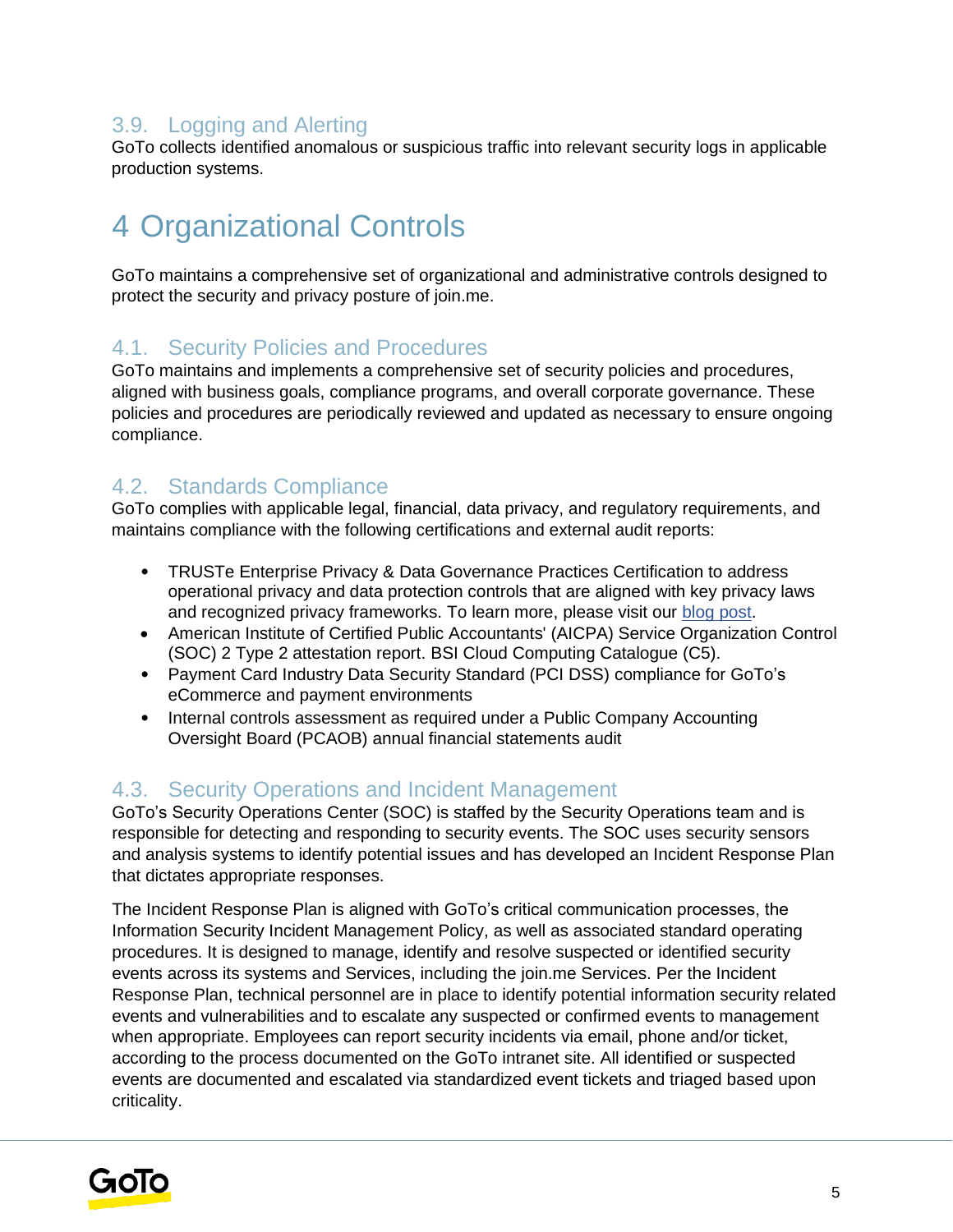### 3.9. Logging and Alerting

GoTo collects identified anomalous or suspicious traffic into relevant security logs in applicable production systems.

## 4 Organizational Controls

GoTo maintains a comprehensive set of organizational and administrative controls designed to protect the security and privacy posture of join.me.

### 4.1. Security Policies and Procedures

GoTo maintains and implements a comprehensive set of security policies and procedures, aligned with business goals, compliance programs, and overall corporate governance. These policies and procedures are periodically reviewed and updated as necessary to ensure ongoing compliance.

### 4.2. Standards Compliance

GoTo complies with applicable legal, financial, data privacy, and regulatory requirements, and maintains compliance with the following certifications and external audit reports:

- TRUSTe Enterprise Privacy & Data Governance Practices Certification to address operational privacy and data protection controls that are aligned with key privacy laws and recognized privacy frameworks. To learn more, please visit our blog post.
- American Institute of Certified Public Accountants' (AICPA) Service Organization Control (SOC) 2 Type 2 attestation report. BSI Cloud Computing Catalogue (C5).
- Payment Card Industry Data Security Standard (PCI DSS) compliance for GoTo's eCommerce and payment environments
- Internal controls assessment as required under a Public Company Accounting Oversight Board (PCAOB) annual financial statements audit

### 4.3. Security Operations and Incident Management

GoTo's Security Operations Center (SOC) is staffed by the Security Operations team and is responsible for detecting and responding to security events. The SOC uses security sensors and analysis systems to identify potential issues and has developed an Incident Response Plan that dictates appropriate responses.

The Incident Response Plan is aligned with GoTo's critical communication processes, the Information Security Incident Management Policy, as well as associated standard operating procedures. It is designed to manage, identify and resolve suspected or identified security events across its systems and Services, including the join.me Services. Per the Incident Response Plan, technical personnel are in place to identify potential information security related events and vulnerabilities and to escalate any suspected or confirmed events to management when appropriate. Employees can report security incidents via email, phone and/or ticket, according to the process documented on the GoTo intranet site. All identified or suspected events are documented and escalated via standardized event tickets and triaged based upon criticality.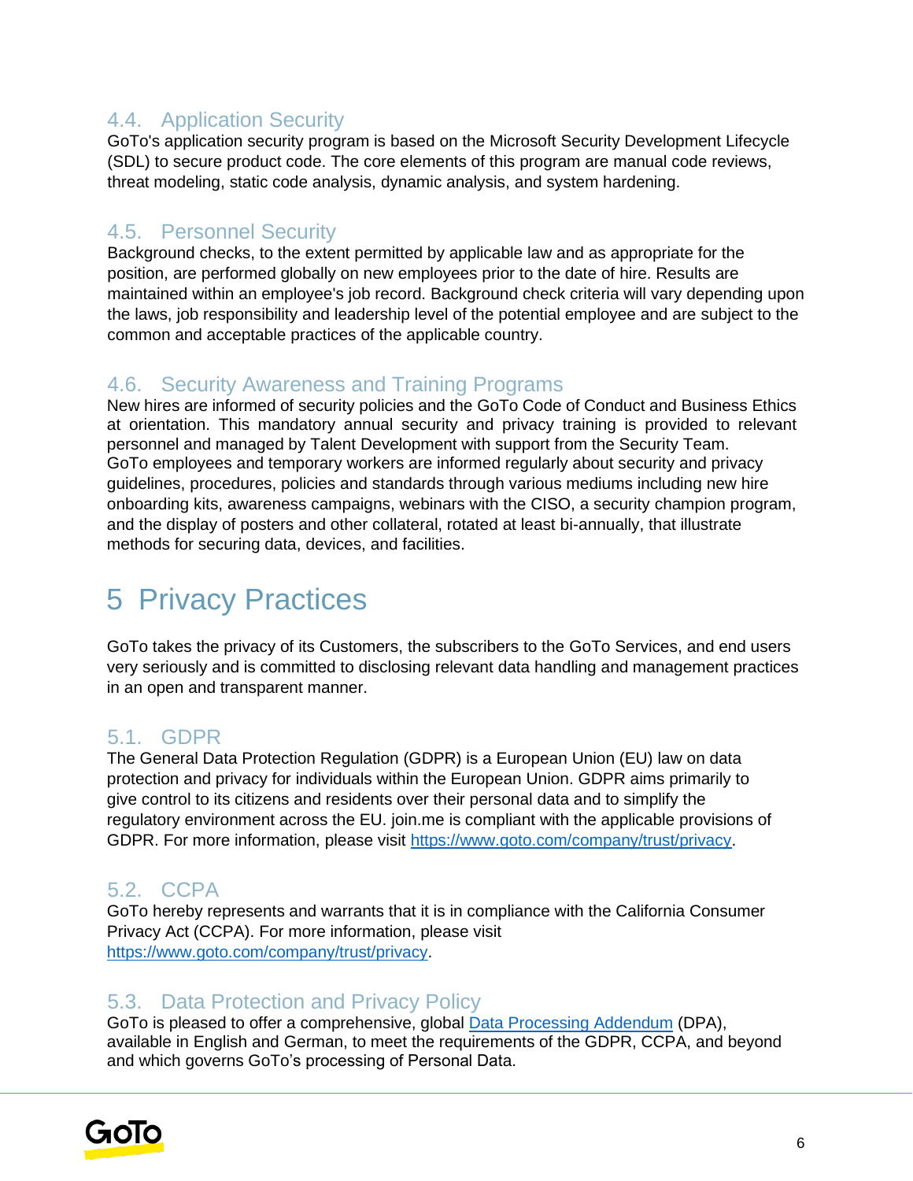### 4.4. Application Security

GoTo's application security program is based on the Microsoft Security Development Lifecycle (SDL) to secure product code. The core elements of this program are manual code reviews, threat modeling, static code analysis, dynamic analysis, and system hardening.

### 4.5. Personnel Security

Background checks, to the extent permitted by applicable law and as appropriate for the position, are performed globally on new employees prior to the date of hire. Results are maintained within an employee's job record. Background check criteria will vary depending upon the laws, job responsibility and leadership level of the potential employee and are subject to the common and acceptable practices of the applicable country.

### 4.6. Security Awareness and Training Programs

New hires are informed of security policies and the GoTo Code of Conduct and Business Ethics at orientation. This mandatory annual security and privacy training is provided to relevant personnel and managed by Talent Development with support from the Security Team.
GoTo employees and temporary workers are informed regularly about security and privacy guidelines, procedures, policies and standards through various mediums including new hire onboarding kits, awareness campaigns, webinars with the CISO, a security champion program, and the display of posters and other collateral, rotated at least bi-annually, that illustrate methods for securing data, devices, and facilities.

## 5 Privacy Practices

GoTo takes the privacy of its Customers, the subscribers to the GoTo Services, and end users very seriously and is committed to disclosing relevant data handling and management practices in an open and transparent manner.

### 5.1. GDPR

The General Data Protection Regulation (GDPR) is a European Union (EU) law on data protection and privacy for individuals within the European Union. GDPR aims primarily to give control to its citizens and residents over their personal data and to simplify the regulatory environment across the EU. join.me is compliant with the applicable provisions of GDPR. For more information, please visit [https://www.goto.com/company/trust/privacy](https://www.goto.com/company/trust/privacy).

### 5.2. CCPA

GoTo hereby represents and warrants that it is in compliance with the California Consumer Privacy Act (CCPA). For more information, please visit [https://www.goto.com/company/trust/privacy](https://www.goto.com/company/trust/privacy).

### 5.3. Data Protection and Privacy Policy

GoTo is pleased to offer a comprehensive, global Data Processing Addendum (DPA), available in English and German, to meet the requirements of the GDPR, CCPA, and beyond and which governs GoTo's processing of Personal Data.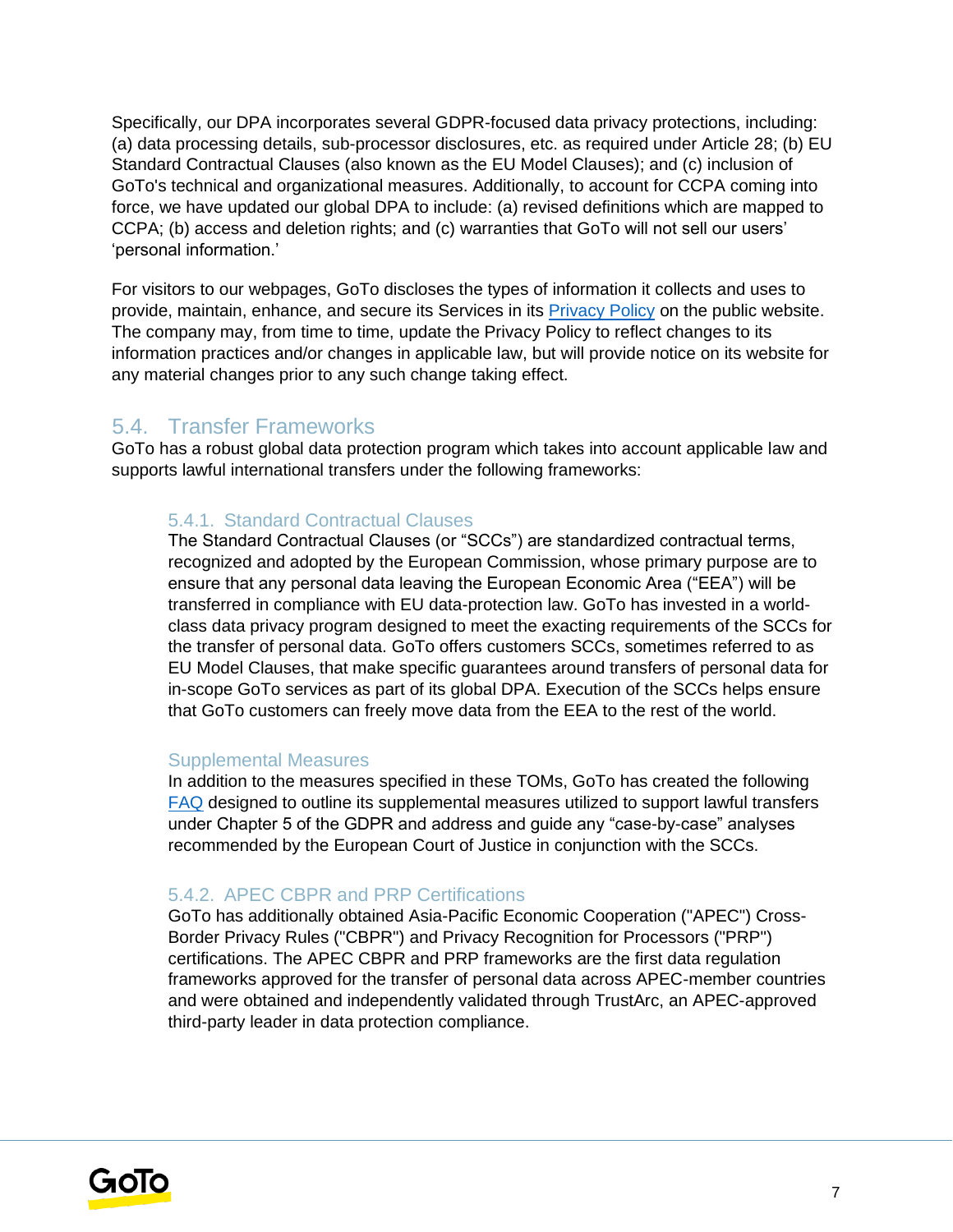Specifically, our DPA incorporates several GDPR-focused data privacy protections, including: (a) data processing details, sub-processor disclosures, etc. as required under Article 28; (b) EU Standard Contractual Clauses (also known as the EU Model Clauses); and (c) inclusion of GoTo's technical and organizational measures. Additionally, to account for CCPA coming into force, we have updated our global DPA to include: (a) revised definitions which are mapped to CCPA; (b) access and deletion rights; and (c) warranties that GoTo will not sell our users' 'personal information.'

For visitors to our webpages, GoTo discloses the types of information it collects and uses to provide, maintain, enhance, and secure its Services in its [Privacy Policy] on the public website. The company may, from time to time, update the Privacy Policy to reflect changes to its information practices and/or changes in applicable law, but will provide notice on its website for any material changes prior to any such change taking effect.

## 5.4. Transfer Frameworks

GoTo has a robust global data protection program which takes into account applicable law and supports lawful international transfers under the following frameworks:

### 5.4.1. Standard Contractual Clauses

The Standard Contractual Clauses (or "SCCs") are standardized contractual terms, recognized and adopted by the European Commission, whose primary purpose are to ensure that any personal data leaving the European Economic Area ("EEA") will be transferred in compliance with EU data-protection law. GoTo has invested in a world-class data privacy program designed to meet the exacting requirements of the SCCs for the transfer of personal data. GoTo offers customers SCCs, sometimes referred to as EU Model Clauses, that make specific guarantees around transfers of personal data for in-scope GoTo services as part of its global DPA. Execution of the SCCs helps ensure that GoTo customers can freely move data from the EEA to the rest of the world.

### Supplemental Measures

In addition to the measures specified in these TOMs, GoTo has created the following [FAQ] designed to outline its supplemental measures utilized to support lawful transfers under Chapter 5 of the GDPR and address and guide any "case-by-case" analyses recommended by the European Court of Justice in conjunction with the SCCs.

### 5.4.2. APEC CBPR and PRP Certifications

GoTo has additionally obtained Asia-Pacific Economic Cooperation ("APEC") Cross-Border Privacy Rules ("CBPR") and Privacy Recognition for Processors ("PRP") certifications. The APEC CBPR and PRP frameworks are the first data regulation frameworks approved for the transfer of personal data across APEC-member countries and were obtained and independently validated through TrustArc, an APEC-approved third-party leader in data protection compliance.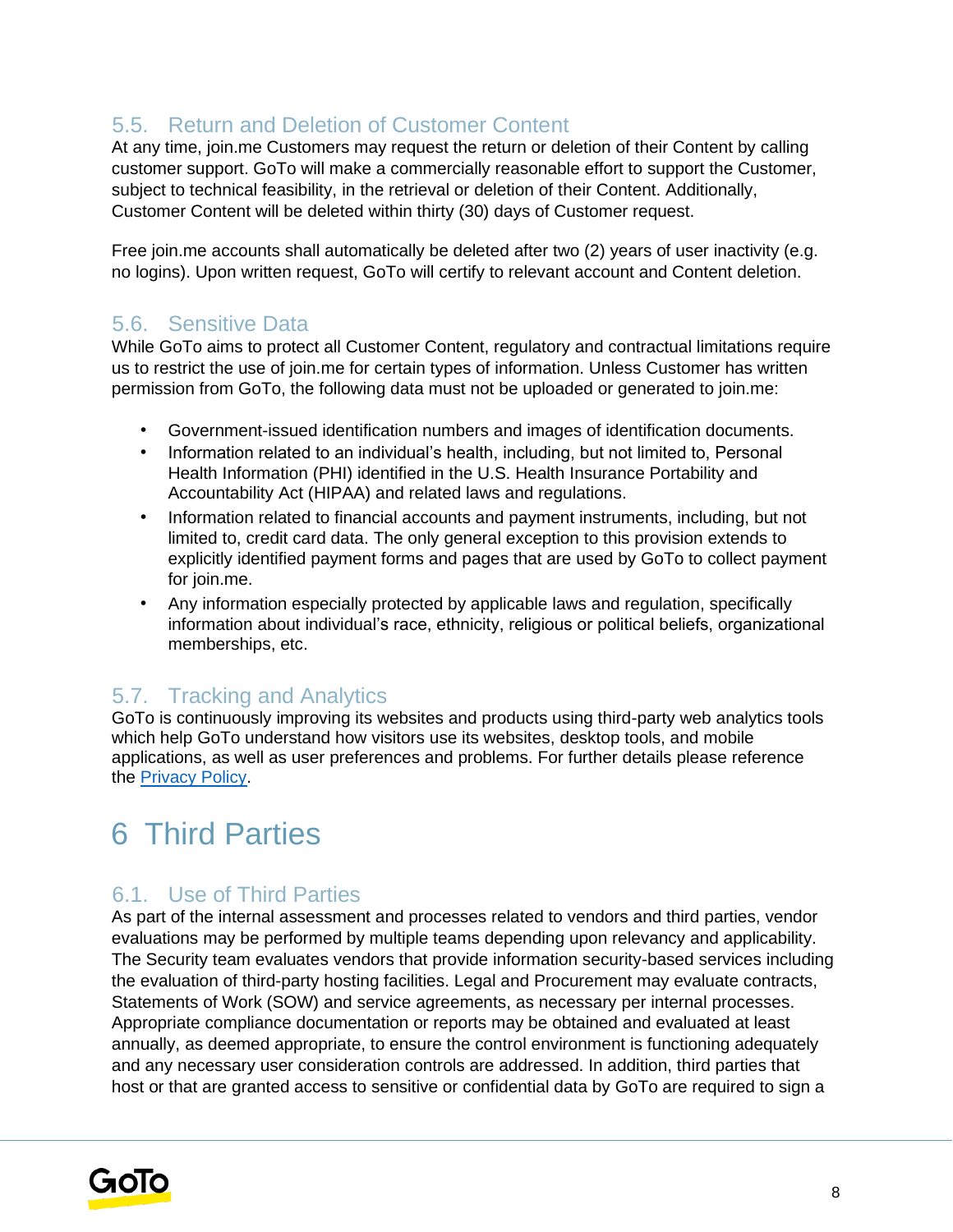### 5.5. Return and Deletion of Customer Content

At any time, join.me Customers may request the return or deletion of their Content by calling customer support. GoTo will make a commercially reasonable effort to support the Customer, subject to technical feasibility, in the retrieval or deletion of their Content. Additionally, Customer Content will be deleted within thirty (30) days of Customer request.

Free join.me accounts shall automatically be deleted after two (2) years of user inactivity (e.g. no logins). Upon written request, GoTo will certify to relevant account and Content deletion.

### 5.6. Sensitive Data

While GoTo aims to protect all Customer Content, regulatory and contractual limitations require us to restrict the use of join.me for certain types of information. Unless Customer has written permission from GoTo, the following data must not be uploaded or generated to join.me:

- Government-issued identification numbers and images of identification documents.
- Information related to an individual's health, including, but not limited to, Personal Health Information (PHI) identified in the U.S. Health Insurance Portability and Accountability Act (HIPAA) and related laws and regulations.
- Information related to financial accounts and payment instruments, including, but not limited to, credit card data. The only general exception to this provision extends to explicitly identified payment forms and pages that are used by GoTo to collect payment for join.me.
- Any information especially protected by applicable laws and regulation, specifically information about individual's race, ethnicity, religious or political beliefs, organizational memberships, etc.

### 5.7. Tracking and Analytics

GoTo is continuously improving its websites and products using third-party web analytics tools which help GoTo understand how visitors use its websites, desktop tools, and mobile applications, as well as user preferences and problems. For further details please reference the Privacy Policy.

# 6 Third Parties

### 6.1. Use of Third Parties

As part of the internal assessment and processes related to vendors and third parties, vendor evaluations may be performed by multiple teams depending upon relevancy and applicability. The Security team evaluates vendors that provide information security-based services including the evaluation of third-party hosting facilities. Legal and Procurement may evaluate contracts, Statements of Work (SOW) and service agreements, as necessary per internal processes. Appropriate compliance documentation or reports may be obtained and evaluated at least annually, as deemed appropriate, to ensure the control environment is functioning adequately and any necessary user consideration controls are addressed. In addition, third parties that host or that are granted access to sensitive or confidential data by GoTo are required to sign a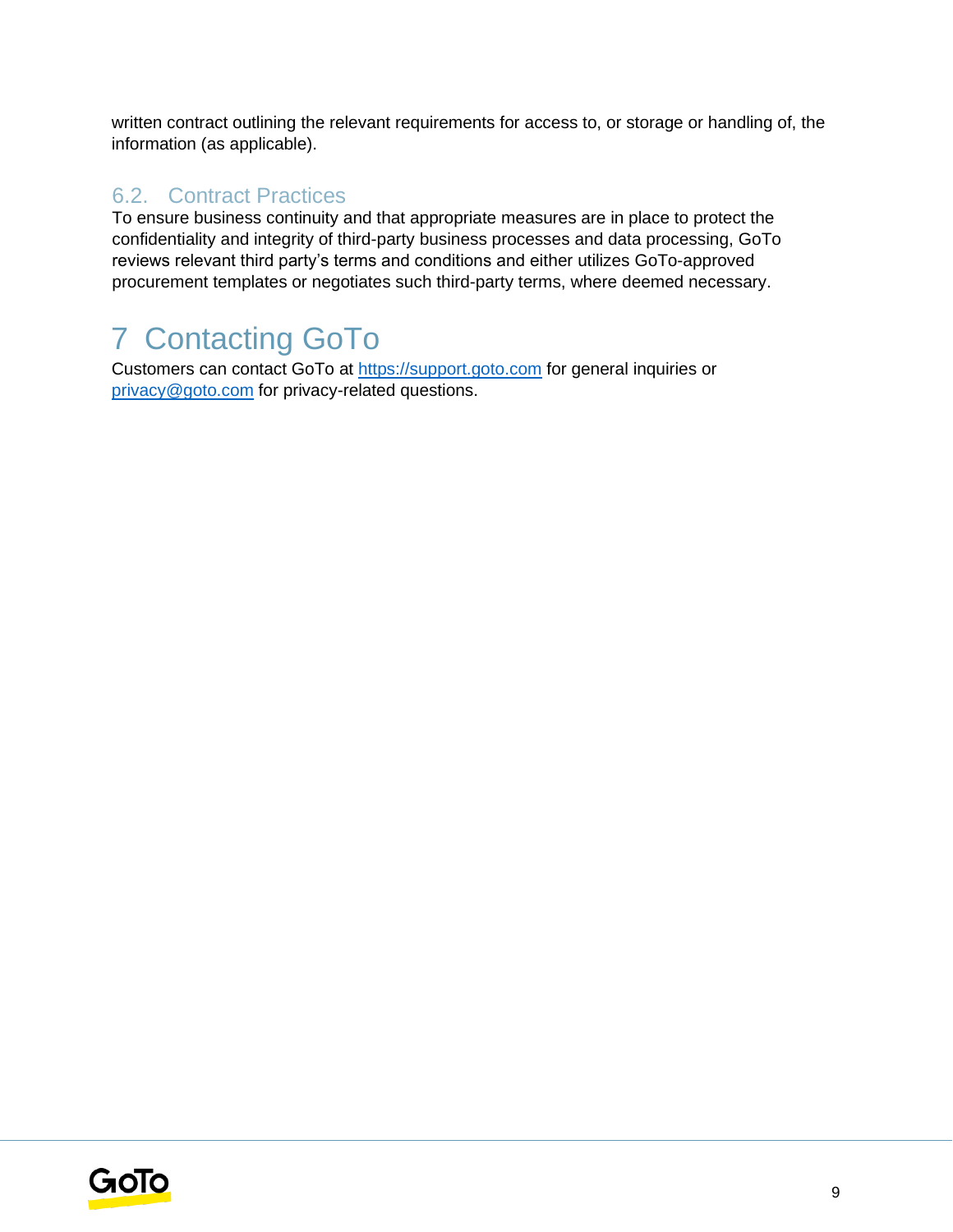written contract outlining the relevant requirements for access to, or storage or handling of, the information (as applicable).

### 6.2. Contract Practices

To ensure business continuity and that appropriate measures are in place to protect the confidentiality and integrity of third-party business processes and data processing, GoTo reviews relevant third party's terms and conditions and either utilizes GoTo-approved procurement templates or negotiates such third-party terms, where deemed necessary.

# 7 Contacting GoTo

Customers can contact GoTo at [https://support.goto.com](https://support.goto.com) for general inquiries or [privacy@goto.com](mailto:privacy@goto.com) for privacy-related questions.